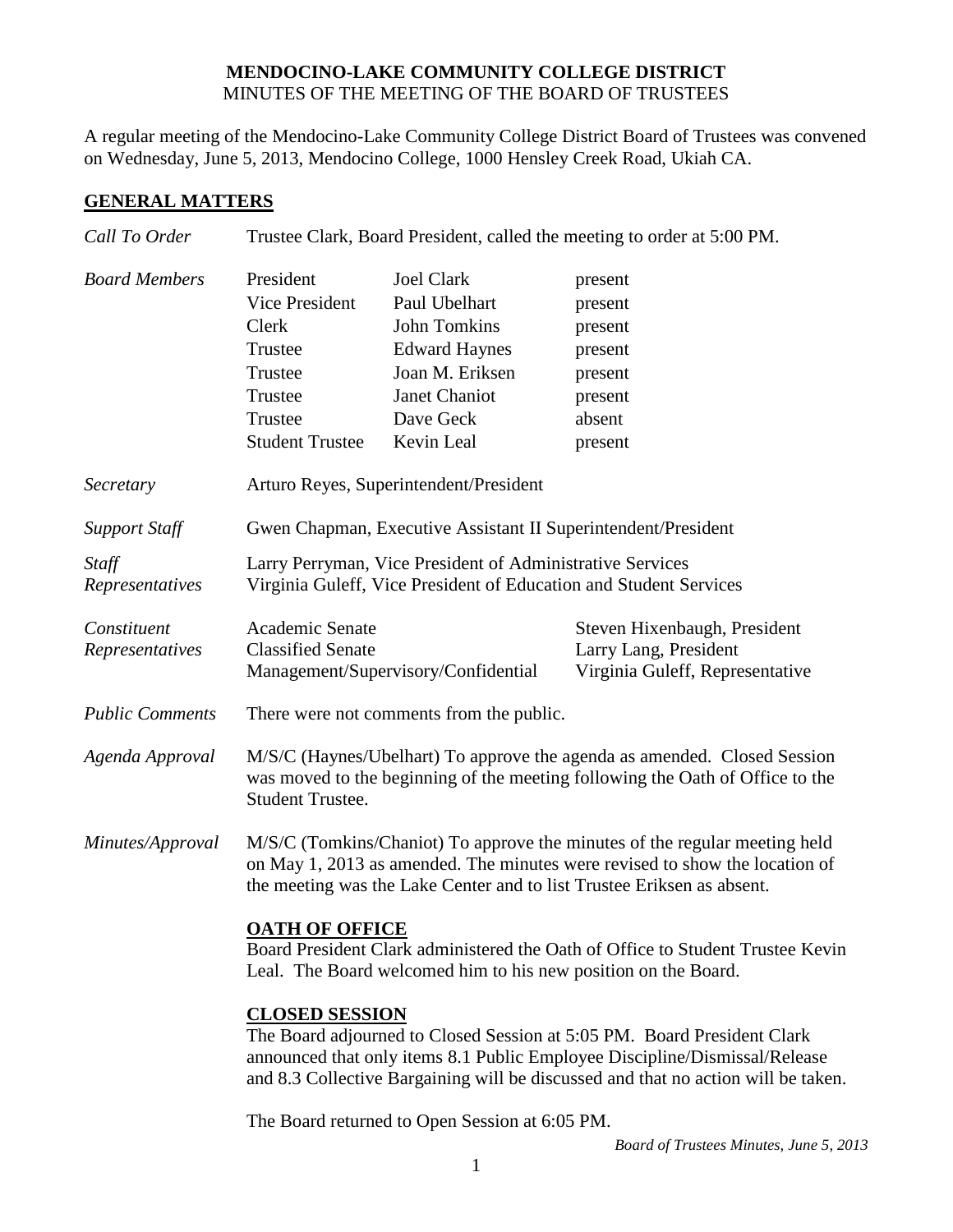# MENDOCINO-LAKE COMMUNITY COLLEGE DISTRICT
MINUTES OF THE MEETING OF THE BOARD OF TRUSTEES

A regular meeting of the Mendocino-Lake Community College District Board of Trustees was convened on Wednesday, June 5, 2013, Mendocino College, 1000 Hensley Creek Road, Ukiah CA.

## GENERAL MATTERS

*Call To Order* — Trustee Clark, Board President, called the meeting to order at 5:00 PM.

*Board Members*

| | | |
|---|---|---|
| President | Joel Clark | present |
| Vice President | Paul Ubelhart | present |
| Clerk | John Tomkins | present |
| Trustee | Edward Haynes | present |
| Trustee | Joan M. Eriksen | present |
| Trustee | Janet Chaniot | present |
| Trustee | Dave Geck | absent |
| Student Trustee | Kevin Leal | present |

*Secretary* — Arturo Reyes, Superintendent/President

*Support Staff* — Gwen Chapman, Executive Assistant II Superintendent/President

*Staff Representatives* — Larry Perryman, Vice President of Administrative Services
Virginia Guleff, Vice President of Education and Student Services

*Constituent Representatives*

| | |
|---|---|
| Academic Senate | Steven Hixenbaugh, President |
| Classified Senate | Larry Lang, President |
| Management/Supervisory/Confidential | Virginia Guleff, Representative |

*Public Comments* — There were not comments from the public.

*Agenda Approval* — M/S/C (Haynes/Ubelhart) To approve the agenda as amended. Closed Session was moved to the beginning of the meeting following the Oath of Office to the Student Trustee.

*Minutes/Approval* — M/S/C (Tomkins/Chaniot) To approve the minutes of the regular meeting held on May 1, 2013 as amended. The minutes were revised to show the location of the meeting was the Lake Center and to list Trustee Eriksen as absent.

### OATH OF OFFICE

Board President Clark administered the Oath of Office to Student Trustee Kevin Leal. The Board welcomed him to his new position on the Board.

### CLOSED SESSION

The Board adjourned to Closed Session at 5:05 PM. Board President Clark announced that only items 8.1 Public Employee Discipline/Dismissal/Release and 8.3 Collective Bargaining will be discussed and that no action will be taken.

The Board returned to Open Session at 6:05 PM.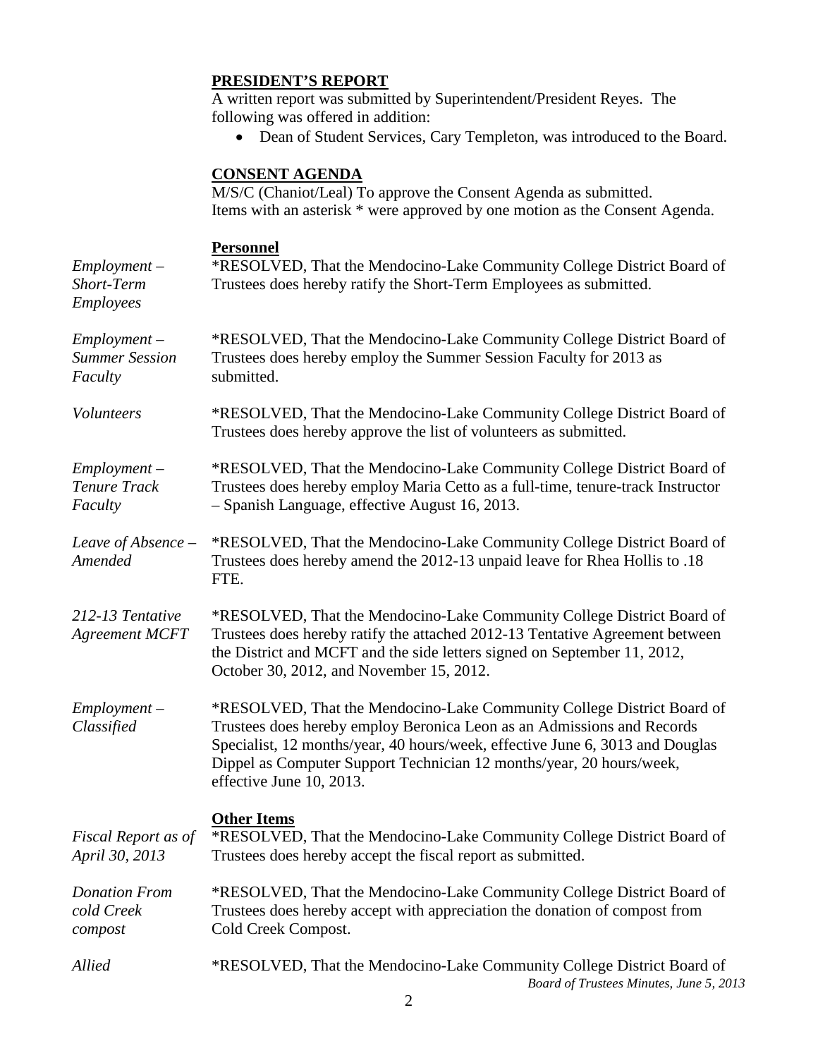**PRESIDENT'S REPORT**

A written report was submitted by Superintendent/President Reyes. The following was offered in addition:

- Dean of Student Services, Cary Templeton, was introduced to the Board.

**CONSENT AGENDA**

M/S/C (Chaniot/Leal) To approve the Consent Agenda as submitted. Items with an asterisk * were approved by one motion as the Consent Agenda.

**Personnel**

*Employment – Short-Term Employees*

*RESOLVED, That the Mendocino-Lake Community College District Board of Trustees does hereby ratify the Short-Term Employees as submitted.

*Employment – Summer Session Faculty*

*RESOLVED, That the Mendocino-Lake Community College District Board of Trustees does hereby employ the Summer Session Faculty for 2013 as submitted.

*Volunteers*

*RESOLVED, That the Mendocino-Lake Community College District Board of Trustees does hereby approve the list of volunteers as submitted.

*Employment – Tenure Track Faculty*

*RESOLVED, That the Mendocino-Lake Community College District Board of Trustees does hereby employ Maria Cetto as a full-time, tenure-track Instructor – Spanish Language, effective August 16, 2013.

*Leave of Absence – Amended*

*RESOLVED, That the Mendocino-Lake Community College District Board of Trustees does hereby amend the 2012-13 unpaid leave for Rhea Hollis to .18 FTE.

*212-13 Tentative Agreement MCFT*

*RESOLVED, That the Mendocino-Lake Community College District Board of Trustees does hereby ratify the attached 2012-13 Tentative Agreement between the District and MCFT and the side letters signed on September 11, 2012, October 30, 2012, and November 15, 2012.

*Employment – Classified*

*RESOLVED, That the Mendocino-Lake Community College District Board of Trustees does hereby employ Beronica Leon as an Admissions and Records Specialist, 12 months/year, 40 hours/week, effective June 6, 3013 and Douglas Dippel as Computer Support Technician 12 months/year, 20 hours/week, effective June 10, 2013.

**Other Items**

*Fiscal Report as of April 30, 2013*

*RESOLVED, That the Mendocino-Lake Community College District Board of Trustees does hereby accept the fiscal report as submitted.

*Donation From cold Creek compost*

*RESOLVED, That the Mendocino-Lake Community College District Board of Trustees does hereby accept with appreciation the donation of compost from Cold Creek Compost.

*Allied*

*RESOLVED, That the Mendocino-Lake Community College District Board of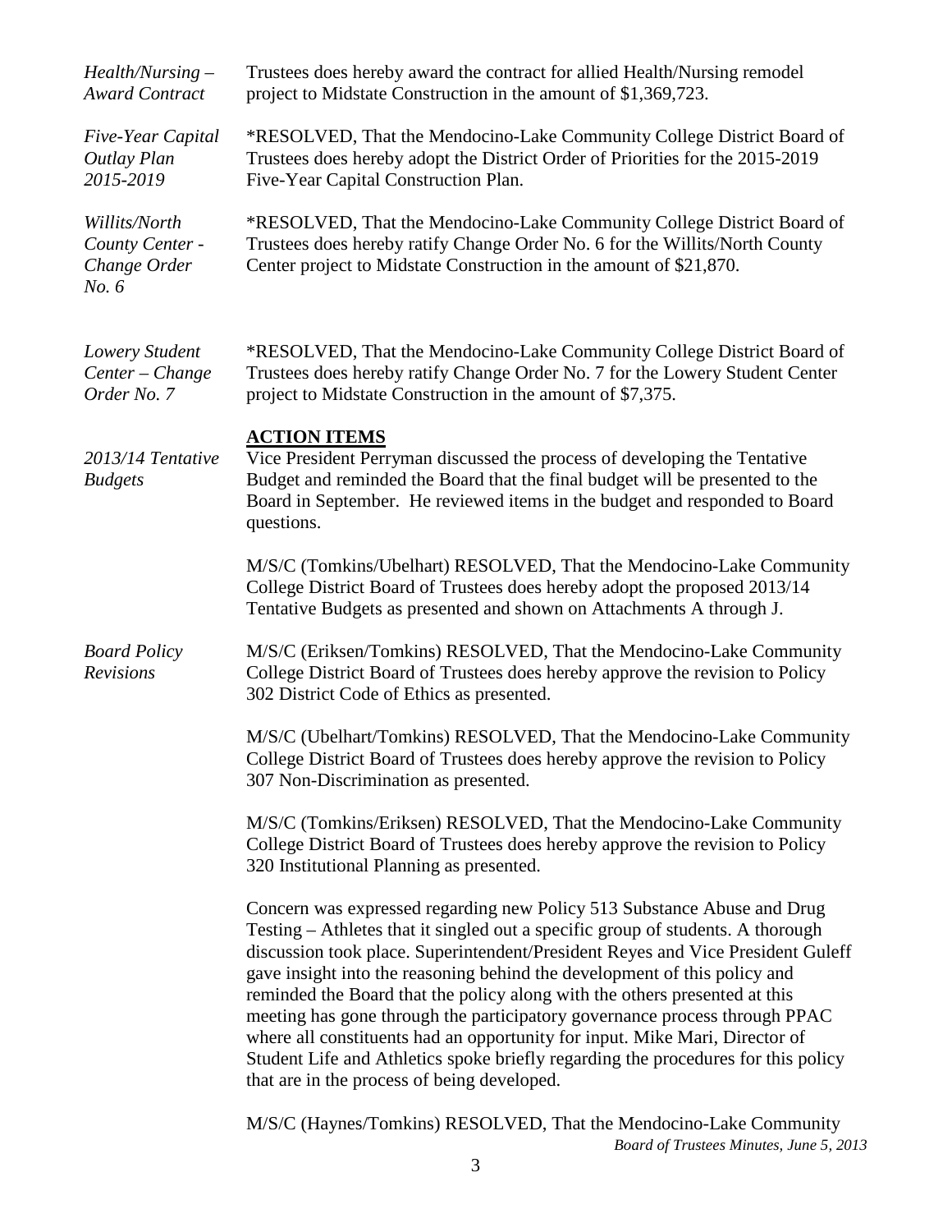*Health/Nursing – Award Contract*

Trustees does hereby award the contract for allied Health/Nursing remodel project to Midstate Construction in the amount of $1,369,723.

*Five-Year Capital Outlay Plan 2015-2019*

*RESOLVED, That the Mendocino-Lake Community College District Board of Trustees does hereby adopt the District Order of Priorities for the 2015-2019 Five-Year Capital Construction Plan.

*Willits/North County Center - Change Order No. 6*

*RESOLVED, That the Mendocino-Lake Community College District Board of Trustees does hereby ratify Change Order No. 6 for the Willits/North County Center project to Midstate Construction in the amount of $21,870.

*Lowery Student Center – Change Order No. 7*

*RESOLVED, That the Mendocino-Lake Community College District Board of Trustees does hereby ratify Change Order No. 7 for the Lowery Student Center project to Midstate Construction in the amount of $7,375.

**ACTION ITEMS**

*2013/14 Tentative Budgets*

Vice President Perryman discussed the process of developing the Tentative Budget and reminded the Board that the final budget will be presented to the Board in September. He reviewed items in the budget and responded to Board questions.

M/S/C (Tomkins/Ubelhart) RESOLVED, That the Mendocino-Lake Community College District Board of Trustees does hereby adopt the proposed 2013/14 Tentative Budgets as presented and shown on Attachments A through J.

*Board Policy Revisions*

M/S/C (Eriksen/Tomkins) RESOLVED, That the Mendocino-Lake Community College District Board of Trustees does hereby approve the revision to Policy 302 District Code of Ethics as presented.

M/S/C (Ubelhart/Tomkins) RESOLVED, That the Mendocino-Lake Community College District Board of Trustees does hereby approve the revision to Policy 307 Non-Discrimination as presented.

M/S/C (Tomkins/Eriksen) RESOLVED, That the Mendocino-Lake Community College District Board of Trustees does hereby approve the revision to Policy 320 Institutional Planning as presented.

Concern was expressed regarding new Policy 513 Substance Abuse and Drug Testing – Athletes that it singled out a specific group of students. A thorough discussion took place. Superintendent/President Reyes and Vice President Guleff gave insight into the reasoning behind the development of this policy and reminded the Board that the policy along with the others presented at this meeting has gone through the participatory governance process through PPAC where all constituents had an opportunity for input. Mike Mari, Director of Student Life and Athletics spoke briefly regarding the procedures for this policy that are in the process of being developed.

M/S/C (Haynes/Tomkins) RESOLVED, That the Mendocino-Lake Community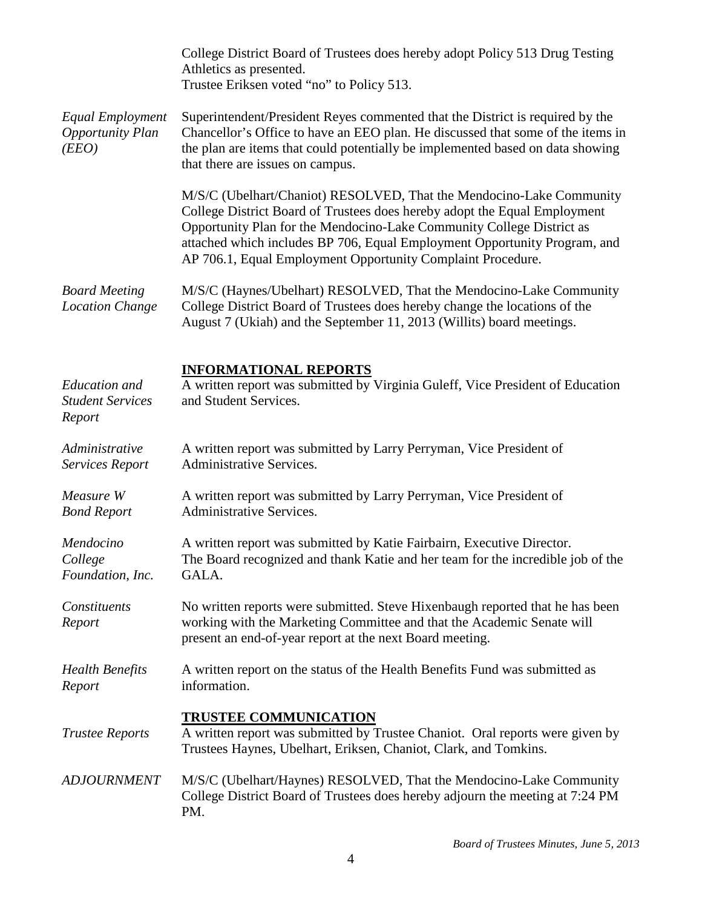College District Board of Trustees does hereby adopt Policy 513 Drug Testing Athletics as presented.
Trustee Eriksen voted "no" to Policy 513.

*Equal Employment Opportunity Plan (EEO)*

Superintendent/President Reyes commented that the District is required by the Chancellor's Office to have an EEO plan. He discussed that some of the items in the plan are items that could potentially be implemented based on data showing that there are issues on campus.

M/S/C (Ubelhart/Chaniot) RESOLVED, That the Mendocino-Lake Community College District Board of Trustees does hereby adopt the Equal Employment Opportunity Plan for the Mendocino-Lake Community College District as attached which includes BP 706, Equal Employment Opportunity Program, and AP 706.1, Equal Employment Opportunity Complaint Procedure.

*Board Meeting Location Change*

M/S/C (Haynes/Ubelhart) RESOLVED, That the Mendocino-Lake Community College District Board of Trustees does hereby change the locations of the August 7 (Ukiah) and the September 11, 2013 (Willits) board meetings.

## INFORMATIONAL REPORTS

*Education and Student Services Report*

A written report was submitted by Virginia Guleff, Vice President of Education and Student Services.

*Administrative Services Report*

A written report was submitted by Larry Perryman, Vice President of Administrative Services.

*Measure W Bond Report*

A written report was submitted by Larry Perryman, Vice President of Administrative Services.

*Mendocino College Foundation, Inc.*

A written report was submitted by Katie Fairbairn, Executive Director.
The Board recognized and thank Katie and her team for the incredible job of the GALA.

*Constituents Report*

No written reports were submitted. Steve Hixenbaugh reported that he has been working with the Marketing Committee and that the Academic Senate will present an end-of-year report at the next Board meeting.

*Health Benefits Report*

A written report on the status of the Health Benefits Fund was submitted as information.

## TRUSTEE COMMUNICATION

*Trustee Reports*

A written report was submitted by Trustee Chaniot. Oral reports were given by Trustees Haynes, Ubelhart, Eriksen, Chaniot, Clark, and Tomkins.

*ADJOURNMENT*

M/S/C (Ubelhart/Haynes) RESOLVED, That the Mendocino-Lake Community College District Board of Trustees does hereby adjourn the meeting at 7:24 PM PM.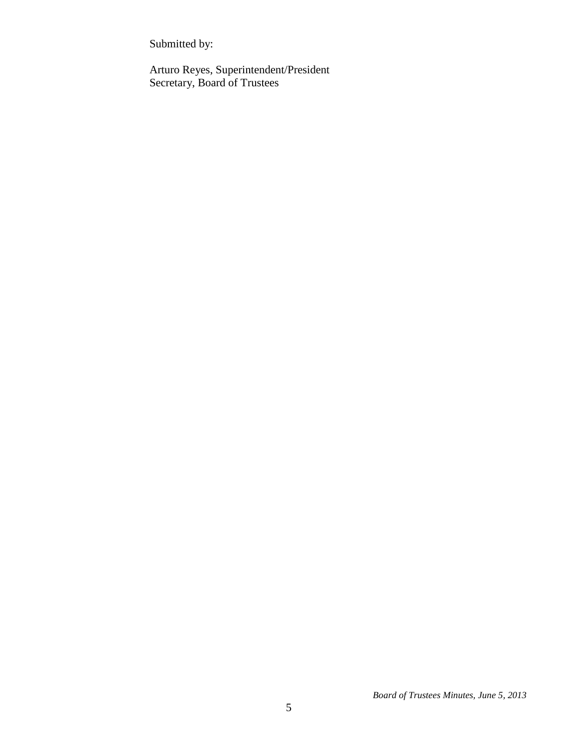Submitted by:

Arturo Reyes, Superintendent/President
Secretary, Board of Trustees